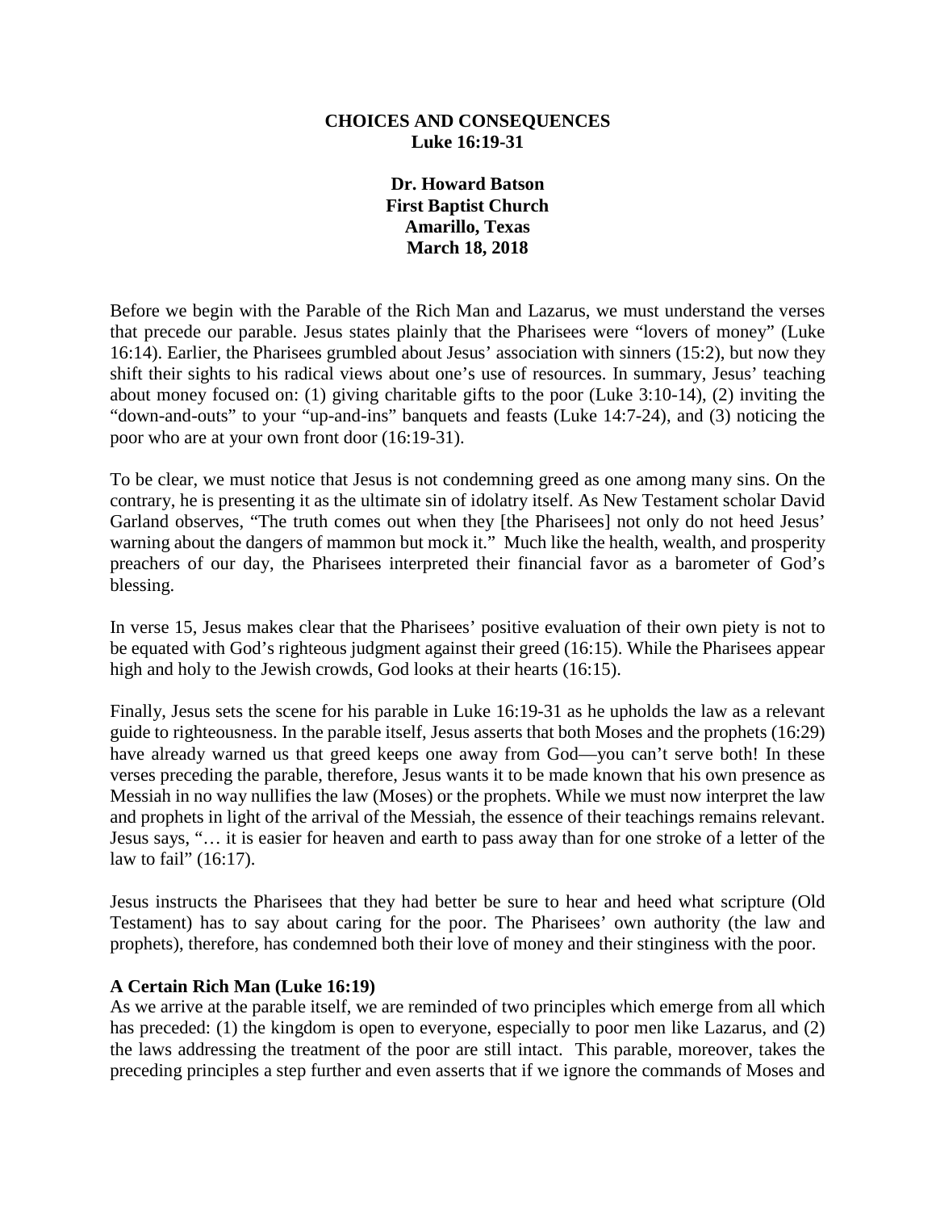# CHOICES AND CONSEQUENCES
## Luke 16:19-31

**Dr. Howard Batson**
**First Baptist Church**
**Amarillo, Texas**
**March 18, 2018**

Before we begin with the Parable of the Rich Man and Lazarus, we must understand the verses that precede our parable. Jesus states plainly that the Pharisees were "lovers of money" (Luke 16:14). Earlier, the Pharisees grumbled about Jesus' association with sinners (15:2), but now they shift their sights to his radical views about one's use of resources. In summary, Jesus' teaching about money focused on: (1) giving charitable gifts to the poor (Luke 3:10-14), (2) inviting the "down-and-outs" to your "up-and-ins" banquets and feasts (Luke 14:7-24), and (3) noticing the poor who are at your own front door (16:19-31).

To be clear, we must notice that Jesus is not condemning greed as one among many sins. On the contrary, he is presenting it as the ultimate sin of idolatry itself. As New Testament scholar David Garland observes, "The truth comes out when they [the Pharisees] not only do not heed Jesus' warning about the dangers of mammon but mock it." Much like the health, wealth, and prosperity preachers of our day, the Pharisees interpreted their financial favor as a barometer of God's blessing.

In verse 15, Jesus makes clear that the Pharisees' positive evaluation of their own piety is not to be equated with God's righteous judgment against their greed (16:15). While the Pharisees appear high and holy to the Jewish crowds, God looks at their hearts (16:15).

Finally, Jesus sets the scene for his parable in Luke 16:19-31 as he upholds the law as a relevant guide to righteousness. In the parable itself, Jesus asserts that both Moses and the prophets (16:29) have already warned us that greed keeps one away from God—you can't serve both! In these verses preceding the parable, therefore, Jesus wants it to be made known that his own presence as Messiah in no way nullifies the law (Moses) or the prophets. While we must now interpret the law and prophets in light of the arrival of the Messiah, the essence of their teachings remains relevant. Jesus says, "… it is easier for heaven and earth to pass away than for one stroke of a letter of the law to fail" (16:17).

Jesus instructs the Pharisees that they had better be sure to hear and heed what scripture (Old Testament) has to say about caring for the poor. The Pharisees' own authority (the law and prophets), therefore, has condemned both their love of money and their stinginess with the poor.

**A Certain Rich Man (Luke 16:19)**

As we arrive at the parable itself, we are reminded of two principles which emerge from all which has preceded: (1) the kingdom is open to everyone, especially to poor men like Lazarus, and (2) the laws addressing the treatment of the poor are still intact. This parable, moreover, takes the preceding principles a step further and even asserts that if we ignore the commands of Moses and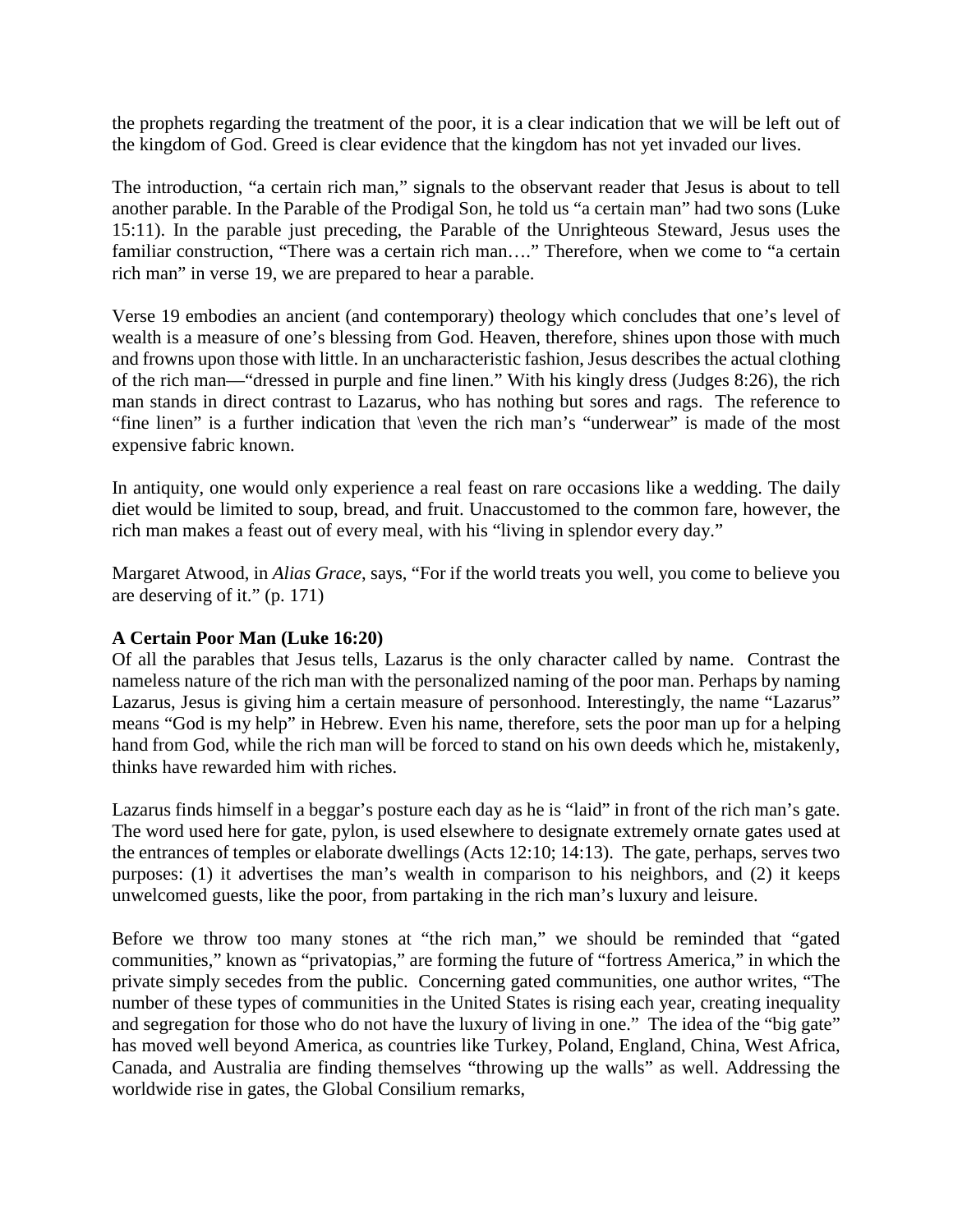the prophets regarding the treatment of the poor, it is a clear indication that we will be left out of the kingdom of God. Greed is clear evidence that the kingdom has not yet invaded our lives.

The introduction, "a certain rich man," signals to the observant reader that Jesus is about to tell another parable. In the Parable of the Prodigal Son, he told us "a certain man" had two sons (Luke 15:11). In the parable just preceding, the Parable of the Unrighteous Steward, Jesus uses the familiar construction, "There was a certain rich man…." Therefore, when we come to "a certain rich man" in verse 19, we are prepared to hear a parable.

Verse 19 embodies an ancient (and contemporary) theology which concludes that one's level of wealth is a measure of one's blessing from God. Heaven, therefore, shines upon those with much and frowns upon those with little. In an uncharacteristic fashion, Jesus describes the actual clothing of the rich man—"dressed in purple and fine linen." With his kingly dress (Judges 8:26), the rich man stands in direct contrast to Lazarus, who has nothing but sores and rags. The reference to "fine linen" is a further indication that \even the rich man's "underwear" is made of the most expensive fabric known.

In antiquity, one would only experience a real feast on rare occasions like a wedding. The daily diet would be limited to soup, bread, and fruit. Unaccustomed to the common fare, however, the rich man makes a feast out of every meal, with his "living in splendor every day."

Margaret Atwood, in *Alias Grace*, says, "For if the world treats you well, you come to believe you are deserving of it." (p. 171)

**A Certain Poor Man (Luke 16:20)**

Of all the parables that Jesus tells, Lazarus is the only character called by name. Contrast the nameless nature of the rich man with the personalized naming of the poor man. Perhaps by naming Lazarus, Jesus is giving him a certain measure of personhood. Interestingly, the name "Lazarus" means "God is my help" in Hebrew. Even his name, therefore, sets the poor man up for a helping hand from God, while the rich man will be forced to stand on his own deeds which he, mistakenly, thinks have rewarded him with riches.

Lazarus finds himself in a beggar's posture each day as he is "laid" in front of the rich man's gate. The word used here for gate, pylon, is used elsewhere to designate extremely ornate gates used at the entrances of temples or elaborate dwellings (Acts 12:10; 14:13). The gate, perhaps, serves two purposes: (1) it advertises the man's wealth in comparison to his neighbors, and (2) it keeps unwelcomed guests, like the poor, from partaking in the rich man's luxury and leisure.

Before we throw too many stones at "the rich man," we should be reminded that "gated communities," known as "privatopias," are forming the future of "fortress America," in which the private simply secedes from the public. Concerning gated communities, one author writes, "The number of these types of communities in the United States is rising each year, creating inequality and segregation for those who do not have the luxury of living in one." The idea of the "big gate" has moved well beyond America, as countries like Turkey, Poland, England, China, West Africa, Canada, and Australia are finding themselves "throwing up the walls" as well. Addressing the worldwide rise in gates, the Global Consilium remarks,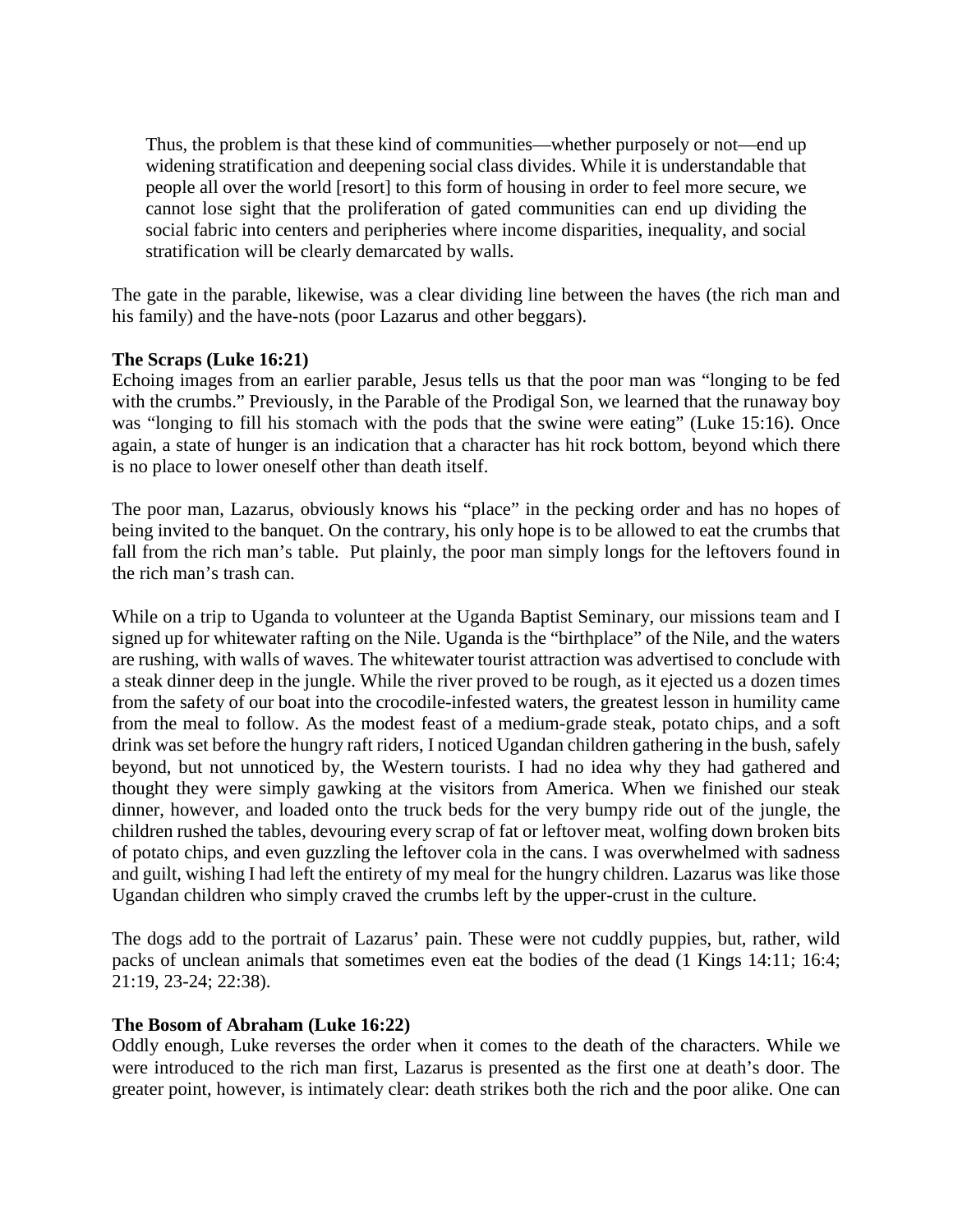> Thus, the problem is that these kind of communities—whether purposely or not—end up widening stratification and deepening social class divides. While it is understandable that people all over the world [resort] to this form of housing in order to feel more secure, we cannot lose sight that the proliferation of gated communities can end up dividing the social fabric into centers and peripheries where income disparities, inequality, and social stratification will be clearly demarcated by walls.

The gate in the parable, likewise, was a clear dividing line between the haves (the rich man and his family) and the have-nots (poor Lazarus and other beggars).

**The Scraps (Luke 16:21)**

Echoing images from an earlier parable, Jesus tells us that the poor man was "longing to be fed with the crumbs." Previously, in the Parable of the Prodigal Son, we learned that the runaway boy was "longing to fill his stomach with the pods that the swine were eating" (Luke 15:16). Once again, a state of hunger is an indication that a character has hit rock bottom, beyond which there is no place to lower oneself other than death itself.

The poor man, Lazarus, obviously knows his "place" in the pecking order and has no hopes of being invited to the banquet. On the contrary, his only hope is to be allowed to eat the crumbs that fall from the rich man's table. Put plainly, the poor man simply longs for the leftovers found in the rich man's trash can.

While on a trip to Uganda to volunteer at the Uganda Baptist Seminary, our missions team and I signed up for whitewater rafting on the Nile. Uganda is the "birthplace" of the Nile, and the waters are rushing, with walls of waves. The whitewater tourist attraction was advertised to conclude with a steak dinner deep in the jungle. While the river proved to be rough, as it ejected us a dozen times from the safety of our boat into the crocodile-infested waters, the greatest lesson in humility came from the meal to follow. As the modest feast of a medium-grade steak, potato chips, and a soft drink was set before the hungry raft riders, I noticed Ugandan children gathering in the bush, safely beyond, but not unnoticed by, the Western tourists. I had no idea why they had gathered and thought they were simply gawking at the visitors from America. When we finished our steak dinner, however, and loaded onto the truck beds for the very bumpy ride out of the jungle, the children rushed the tables, devouring every scrap of fat or leftover meat, wolfing down broken bits of potato chips, and even guzzling the leftover cola in the cans. I was overwhelmed with sadness and guilt, wishing I had left the entirety of my meal for the hungry children. Lazarus was like those Ugandan children who simply craved the crumbs left by the upper-crust in the culture.

The dogs add to the portrait of Lazarus' pain. These were not cuddly puppies, but, rather, wild packs of unclean animals that sometimes even eat the bodies of the dead (1 Kings 14:11; 16:4; 21:19, 23-24; 22:38).

**The Bosom of Abraham (Luke 16:22)**

Oddly enough, Luke reverses the order when it comes to the death of the characters. While we were introduced to the rich man first, Lazarus is presented as the first one at death's door. The greater point, however, is intimately clear: death strikes both the rich and the poor alike. One can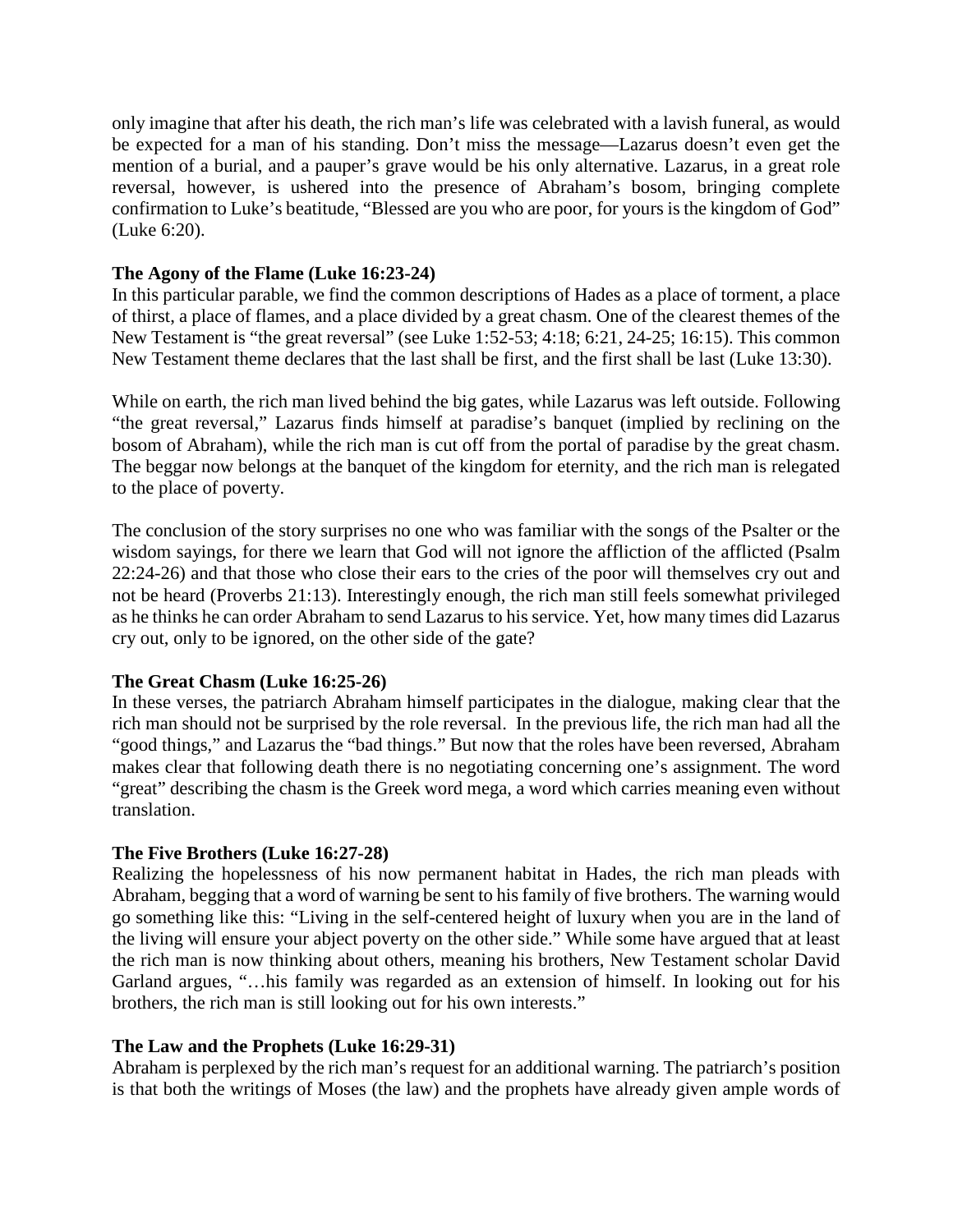only imagine that after his death, the rich man's life was celebrated with a lavish funeral, as would be expected for a man of his standing. Don't miss the message—Lazarus doesn't even get the mention of a burial, and a pauper's grave would be his only alternative. Lazarus, in a great role reversal, however, is ushered into the presence of Abraham's bosom, bringing complete confirmation to Luke's beatitude, "Blessed are you who are poor, for yours is the kingdom of God" (Luke 6:20).

**The Agony of the Flame (Luke 16:23-24)**
In this particular parable, we find the common descriptions of Hades as a place of torment, a place of thirst, a place of flames, and a place divided by a great chasm. One of the clearest themes of the New Testament is "the great reversal" (see Luke 1:52-53; 4:18; 6:21, 24-25; 16:15). This common New Testament theme declares that the last shall be first, and the first shall be last (Luke 13:30).

While on earth, the rich man lived behind the big gates, while Lazarus was left outside. Following "the great reversal," Lazarus finds himself at paradise's banquet (implied by reclining on the bosom of Abraham), while the rich man is cut off from the portal of paradise by the great chasm. The beggar now belongs at the banquet of the kingdom for eternity, and the rich man is relegated to the place of poverty.

The conclusion of the story surprises no one who was familiar with the songs of the Psalter or the wisdom sayings, for there we learn that God will not ignore the affliction of the afflicted (Psalm 22:24-26) and that those who close their ears to the cries of the poor will themselves cry out and not be heard (Proverbs 21:13). Interestingly enough, the rich man still feels somewhat privileged as he thinks he can order Abraham to send Lazarus to his service. Yet, how many times did Lazarus cry out, only to be ignored, on the other side of the gate?

**The Great Chasm (Luke 16:25-26)**
In these verses, the patriarch Abraham himself participates in the dialogue, making clear that the rich man should not be surprised by the role reversal. In the previous life, the rich man had all the "good things," and Lazarus the "bad things." But now that the roles have been reversed, Abraham makes clear that following death there is no negotiating concerning one's assignment. The word "great" describing the chasm is the Greek word mega, a word which carries meaning even without translation.

**The Five Brothers (Luke 16:27-28)**
Realizing the hopelessness of his now permanent habitat in Hades, the rich man pleads with Abraham, begging that a word of warning be sent to his family of five brothers. The warning would go something like this: "Living in the self-centered height of luxury when you are in the land of the living will ensure your abject poverty on the other side." While some have argued that at least the rich man is now thinking about others, meaning his brothers, New Testament scholar David Garland argues, "…his family was regarded as an extension of himself. In looking out for his brothers, the rich man is still looking out for his own interests."

**The Law and the Prophets (Luke 16:29-31)**
Abraham is perplexed by the rich man's request for an additional warning. The patriarch's position is that both the writings of Moses (the law) and the prophets have already given ample words of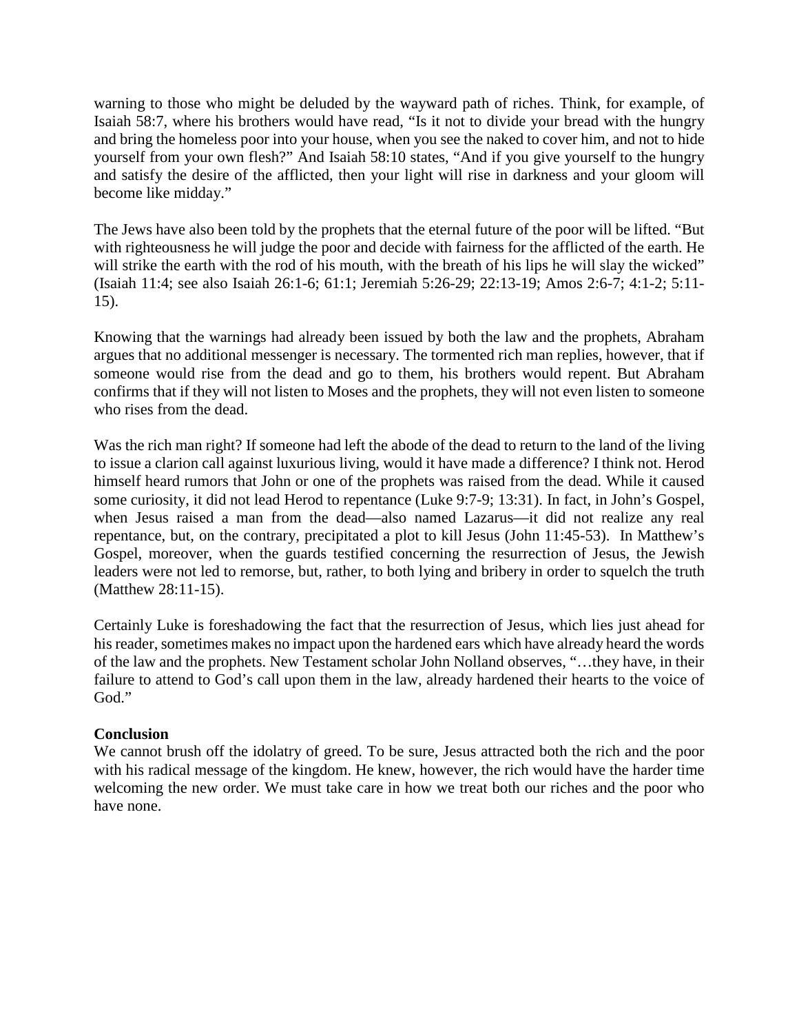warning to those who might be deluded by the wayward path of riches. Think, for example, of Isaiah 58:7, where his brothers would have read, "Is it not to divide your bread with the hungry and bring the homeless poor into your house, when you see the naked to cover him, and not to hide yourself from your own flesh?" And Isaiah 58:10 states, "And if you give yourself to the hungry and satisfy the desire of the afflicted, then your light will rise in darkness and your gloom will become like midday."

The Jews have also been told by the prophets that the eternal future of the poor will be lifted. "But with righteousness he will judge the poor and decide with fairness for the afflicted of the earth. He will strike the earth with the rod of his mouth, with the breath of his lips he will slay the wicked" (Isaiah 11:4; see also Isaiah 26:1-6; 61:1; Jeremiah 5:26-29; 22:13-19; Amos 2:6-7; 4:1-2; 5:11-15).

Knowing that the warnings had already been issued by both the law and the prophets, Abraham argues that no additional messenger is necessary. The tormented rich man replies, however, that if someone would rise from the dead and go to them, his brothers would repent. But Abraham confirms that if they will not listen to Moses and the prophets, they will not even listen to someone who rises from the dead.

Was the rich man right? If someone had left the abode of the dead to return to the land of the living to issue a clarion call against luxurious living, would it have made a difference? I think not. Herod himself heard rumors that John or one of the prophets was raised from the dead. While it caused some curiosity, it did not lead Herod to repentance (Luke 9:7-9; 13:31). In fact, in John's Gospel, when Jesus raised a man from the dead—also named Lazarus—it did not realize any real repentance, but, on the contrary, precipitated a plot to kill Jesus (John 11:45-53). In Matthew's Gospel, moreover, when the guards testified concerning the resurrection of Jesus, the Jewish leaders were not led to remorse, but, rather, to both lying and bribery in order to squelch the truth (Matthew 28:11-15).

Certainly Luke is foreshadowing the fact that the resurrection of Jesus, which lies just ahead for his reader, sometimes makes no impact upon the hardened ears which have already heard the words of the law and the prophets. New Testament scholar John Nolland observes, "…they have, in their failure to attend to God's call upon them in the law, already hardened their hearts to the voice of God."

**Conclusion**

We cannot brush off the idolatry of greed. To be sure, Jesus attracted both the rich and the poor with his radical message of the kingdom. He knew, however, the rich would have the harder time welcoming the new order. We must take care in how we treat both our riches and the poor who have none.